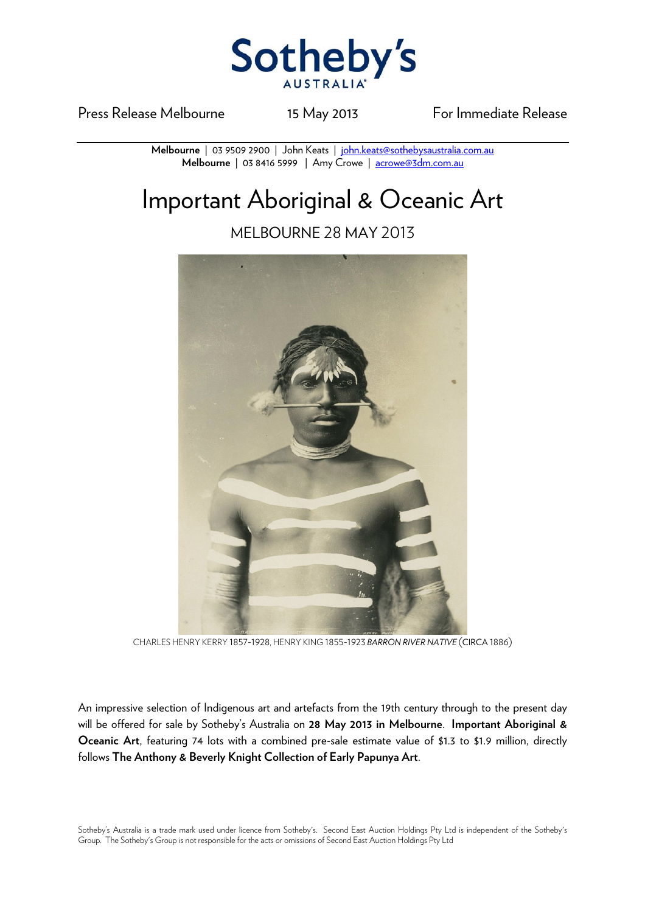Sotheby's AUSTRALIA

Press Release Melbourne | 15 May 2013 | For Immediate Release

**Melbourne** | 03 9509 2900 | John Keats | john.keats@sothebysaustralia.com.au
**Melbourne** | 03 8416 5999 | Amy Crowe | acrowe@3dm.com.au

# Important Aboriginal & Oceanic Art

## MELBOURNE 28 MAY 2013

CHARLES HENRY KERRY 1857-1928, HENRY KING 1855-1923 *BARRON RIVER NATIVE* (CIRCA 1886)

An impressive selection of Indigenous art and artefacts from the 19th century through to the present day will be offered for sale by Sotheby's Australia on **28 May 2013 in Melbourne**. **Important Aboriginal & Oceanic Art**, featuring 74 lots with a combined pre-sale estimate value of $1.3 to $1.9 million, directly follows **The Anthony & Beverly Knight Collection of Early Papunya Art**.

Sotheby's Australia is a trade mark used under licence from Sotheby's. Second East Auction Holdings Pty Ltd is independent of the Sotheby's Group. The Sotheby's Group is not responsible for the acts or omissions of Second East Auction Holdings Pty Ltd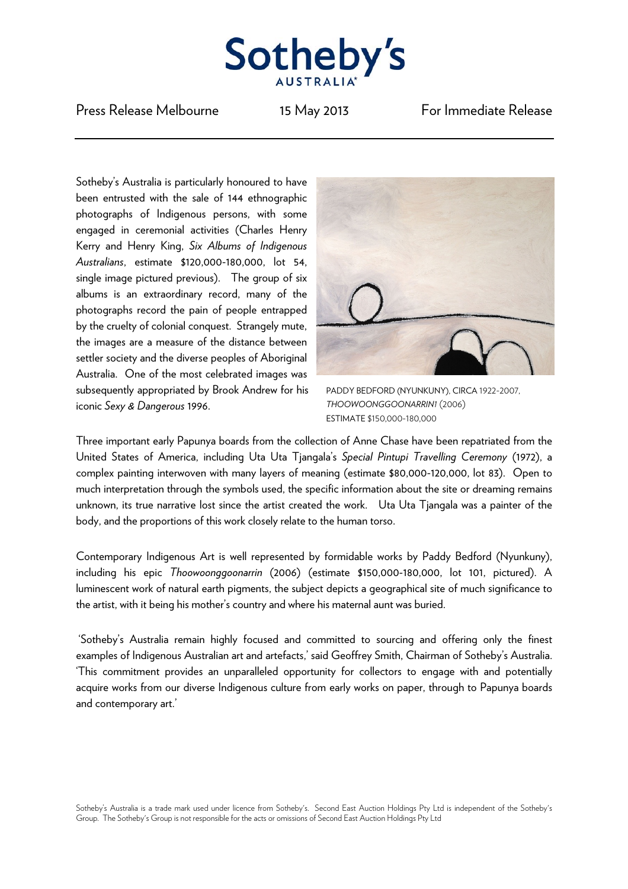Sotheby's Australia is particularly honoured to have been entrusted with the sale of 144 ethnographic photographs of Indigenous persons, with some engaged in ceremonial activities (Charles Henry Kerry and Henry King, *Six Albums of Indigenous Australians*, estimate $120,000-180,000, lot 54, single image pictured previous). The group of six albums is an extraordinary record, many of the photographs record the pain of people entrapped by the cruelty of colonial conquest. Strangely mute, the images are a measure of the distance between settler society and the diverse peoples of Aboriginal Australia. One of the most celebrated images was subsequently appropriated by Brook Andrew for his iconic *Sexy & Dangerous* 1996.

PADDY BEDFORD (NYUNKUNY), CIRCA 1922-2007,
*THOOWOONGGOONARRIN1* (2006)
ESTIMATE $150,000-180,000

Three important early Papunya boards from the collection of Anne Chase have been repatriated from the United States of America, including Uta Uta Tjangala's *Special Pintupi Travelling Ceremony* (1972), a complex painting interwoven with many layers of meaning (estimate $80,000-120,000, lot 83). Open to much interpretation through the symbols used, the specific information about the site or dreaming remains unknown, its true narrative lost since the artist created the work. Uta Uta Tjangala was a painter of the body, and the proportions of this work closely relate to the human torso.

Contemporary Indigenous Art is well represented by formidable works by Paddy Bedford (Nyunkuny), including his epic *Thoowoonggoonarrin* (2006) (estimate $150,000-180,000, lot 101, pictured). A luminescent work of natural earth pigments, the subject depicts a geographical site of much significance to the artist, with it being his mother's country and where his maternal aunt was buried.

'Sotheby's Australia remain highly focused and committed to sourcing and offering only the finest examples of Indigenous Australian art and artefacts,' said Geoffrey Smith, Chairman of Sotheby's Australia. 'This commitment provides an unparalleled opportunity for collectors to engage with and potentially acquire works from our diverse Indigenous culture from early works on paper, through to Papunya boards and contemporary art.'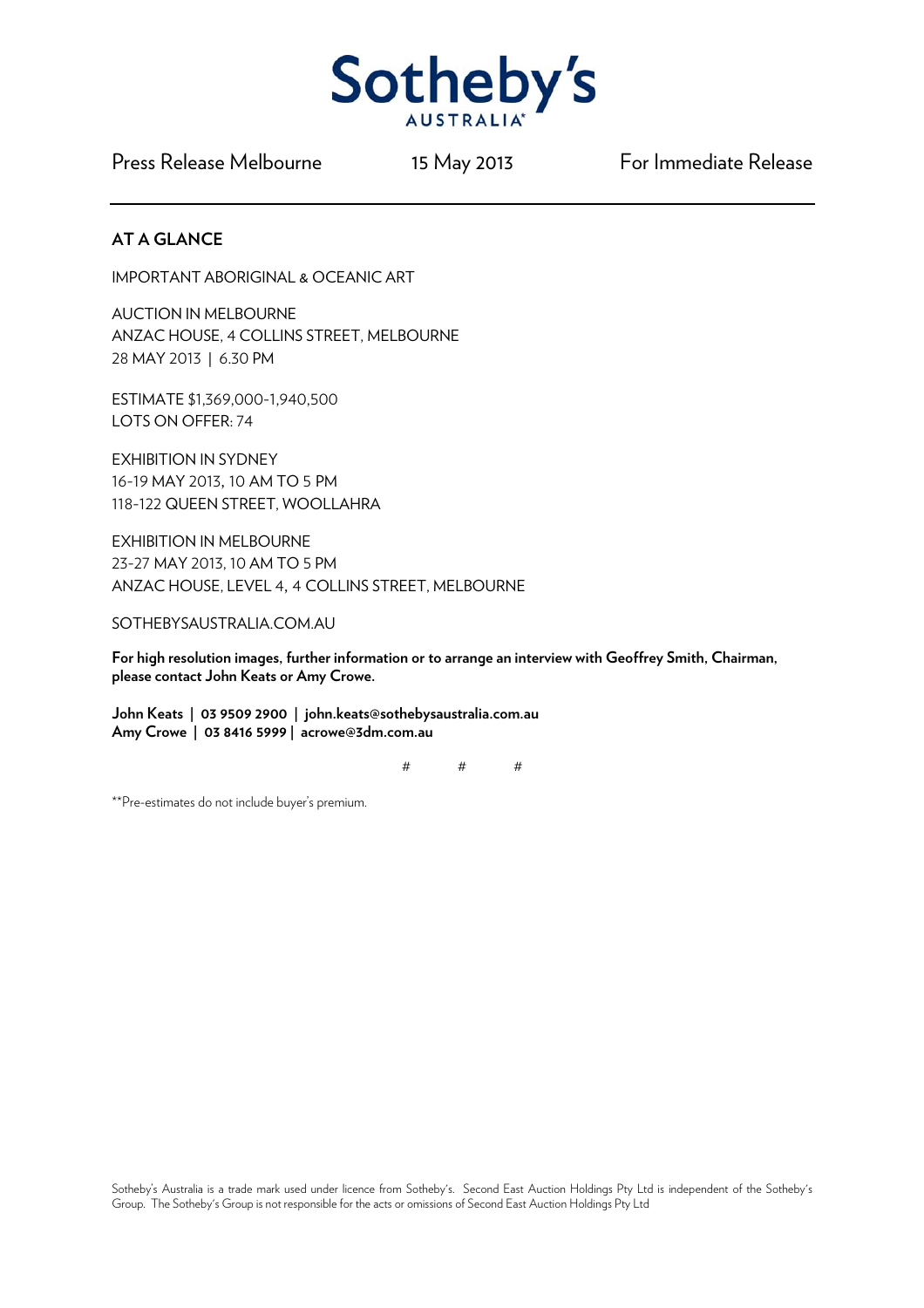Sotheby's AUSTRALIA

Press Release Melbourne 15 May 2013 For Immediate Release

## AT A GLANCE

IMPORTANT ABORIGINAL & OCEANIC ART

AUCTION IN MELBOURNE
ANZAC HOUSE, 4 COLLINS STREET, MELBOURNE
28 MAY 2013 | 6.30 PM

ESTIMATE $1,369,000-1,940,500
LOTS ON OFFER: 74

EXHIBITION IN SYDNEY
16-19 MAY 2013, 10 AM TO 5 PM
118-122 QUEEN STREET, WOOLLAHRA

EXHIBITION IN MELBOURNE
23-27 MAY 2013, 10 AM TO 5 PM
ANZAC HOUSE, LEVEL 4, 4 COLLINS STREET, MELBOURNE

SOTHEBYSAUSTRALIA.COM.AU

**For high resolution images, further information or to arrange an interview with Geoffrey Smith, Chairman, please contact John Keats or Amy Crowe.**

**John Keats | 03 9509 2900 | john.keats@sothebysaustralia.com.au**
**Amy Crowe | 03 8416 5999 | acrowe@3dm.com.au**

# # #

**Pre-estimates do not include buyer's premium.

Sotheby's Australia is a trade mark used under licence from Sotheby's. Second East Auction Holdings Pty Ltd is independent of the Sotheby's Group. The Sotheby's Group is not responsible for the acts or omissions of Second East Auction Holdings Pty Ltd